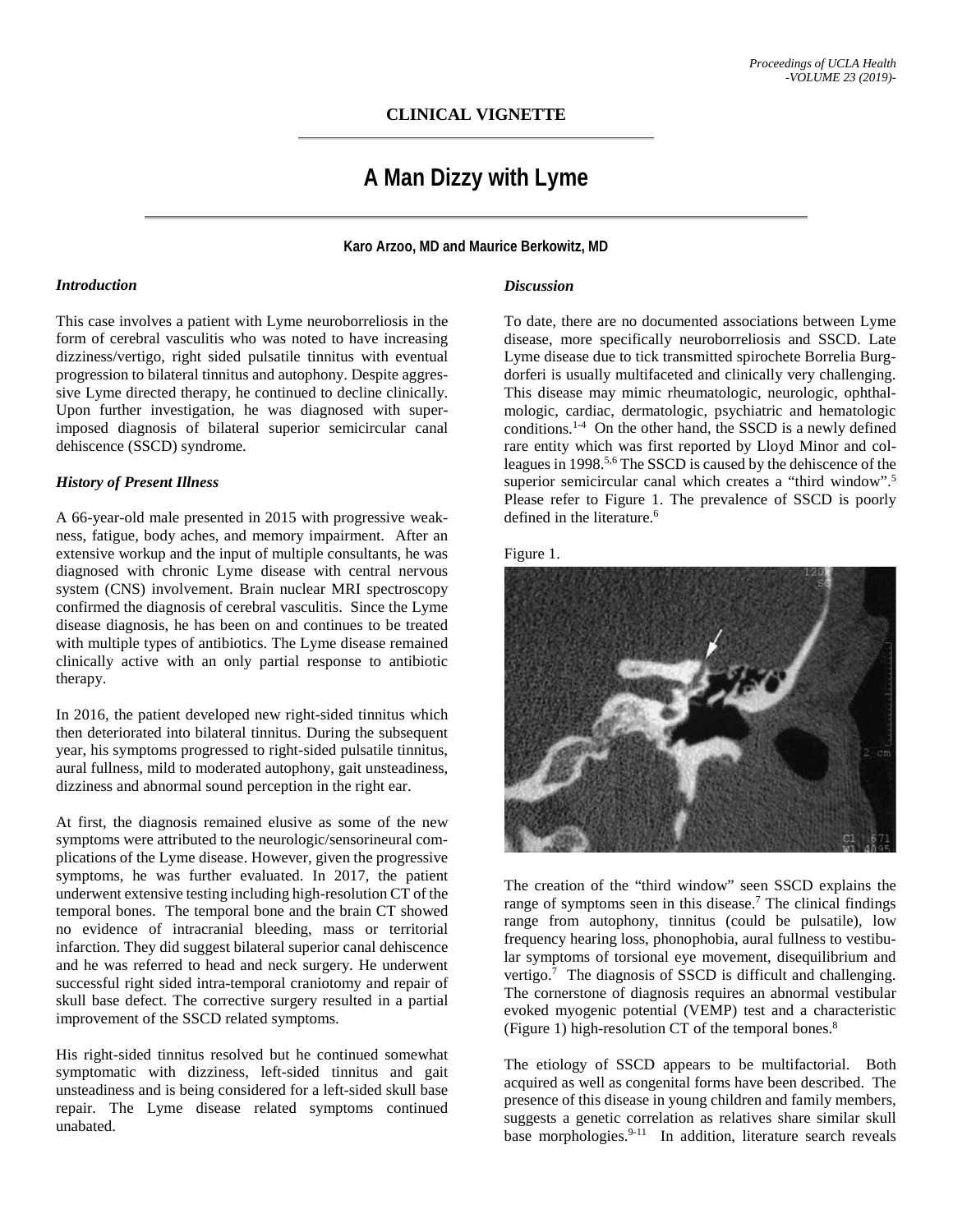**CLINICAL VIGNETTE**

# A Man Dizzy with Lyme

**Karo Arzoo, MD and Maurice Berkowitz, MD**

### *Introduction*

This case involves a patient with Lyme neuroborreliosis in the form of cerebral vasculitis who was noted to have increasing dizziness/vertigo, right sided pulsatile tinnitus with eventual progression to bilateral tinnitus and autophony. Despite aggressive Lyme directed therapy, he continued to decline clinically. Upon further investigation, he was diagnosed with superimposed diagnosis of bilateral superior semicircular canal dehiscence (SSCD) syndrome.

### *History of Present Illness*

A 66-year-old male presented in 2015 with progressive weakness, fatigue, body aches, and memory impairment. After an extensive workup and the input of multiple consultants, he was diagnosed with chronic Lyme disease with central nervous system (CNS) involvement. Brain nuclear MRI spectroscopy confirmed the diagnosis of cerebral vasculitis. Since the Lyme disease diagnosis, he has been on and continues to be treated with multiple types of antibiotics. The Lyme disease remained clinically active with an only partial response to antibiotic therapy.

In 2016, the patient developed new right-sided tinnitus which then deteriorated into bilateral tinnitus. During the subsequent year, his symptoms progressed to right-sided pulsatile tinnitus, aural fullness, mild to moderated autophony, gait unsteadiness, dizziness and abnormal sound perception in the right ear.

At first, the diagnosis remained elusive as some of the new symptoms were attributed to the neurologic/sensorineural complications of the Lyme disease. However, given the progressive symptoms, he was further evaluated. In 2017, the patient underwent extensive testing including high-resolution CT of the temporal bones. The temporal bone and the brain CT showed no evidence of intracranial bleeding, mass or territorial infarction. They did suggest bilateral superior canal dehiscence and he was referred to head and neck surgery. He underwent successful right sided intra-temporal craniotomy and repair of skull base defect. The corrective surgery resulted in a partial improvement of the SSCD related symptoms.

His right-sided tinnitus resolved but he continued somewhat symptomatic with dizziness, left-sided tinnitus and gait unsteadiness and is being considered for a left-sided skull base repair. The Lyme disease related symptoms continued unabated.

### *Discussion*

To date, there are no documented associations between Lyme disease, more specifically neuroborreliosis and SSCD. Late Lyme disease due to tick transmitted spirochete Borrelia Burgdorferi is usually multifaceted and clinically very challenging. This disease may mimic rheumatologic, neurologic, ophthalmologic, cardiac, dermatologic, psychiatric and hematologic conditions.[1-4] On the other hand, the SSCD is a newly defined rare entity which was first reported by Lloyd Minor and colleagues in 1998.[5,6] The SSCD is caused by the dehiscence of the superior semicircular canal which creates a "third window".[5] Please refer to Figure 1. The prevalence of SSCD is poorly defined in the literature.[6]

Figure 1.

The creation of the "third window" seen SSCD explains the range of symptoms seen in this disease.[7] The clinical findings range from autophony, tinnitus (could be pulsatile), low frequency hearing loss, phonophobia, aural fullness to vestibular symptoms of torsional eye movement, disequilibrium and vertigo.[7] The diagnosis of SSCD is difficult and challenging. The cornerstone of diagnosis requires an abnormal vestibular evoked myogenic potential (VEMP) test and a characteristic (Figure 1) high-resolution CT of the temporal bones.[8]

The etiology of SSCD appears to be multifactorial. Both acquired as well as congenital forms have been described. The presence of this disease in young children and family members, suggests a genetic correlation as relatives share similar skull base morphologies.[9-11] In addition, literature search reveals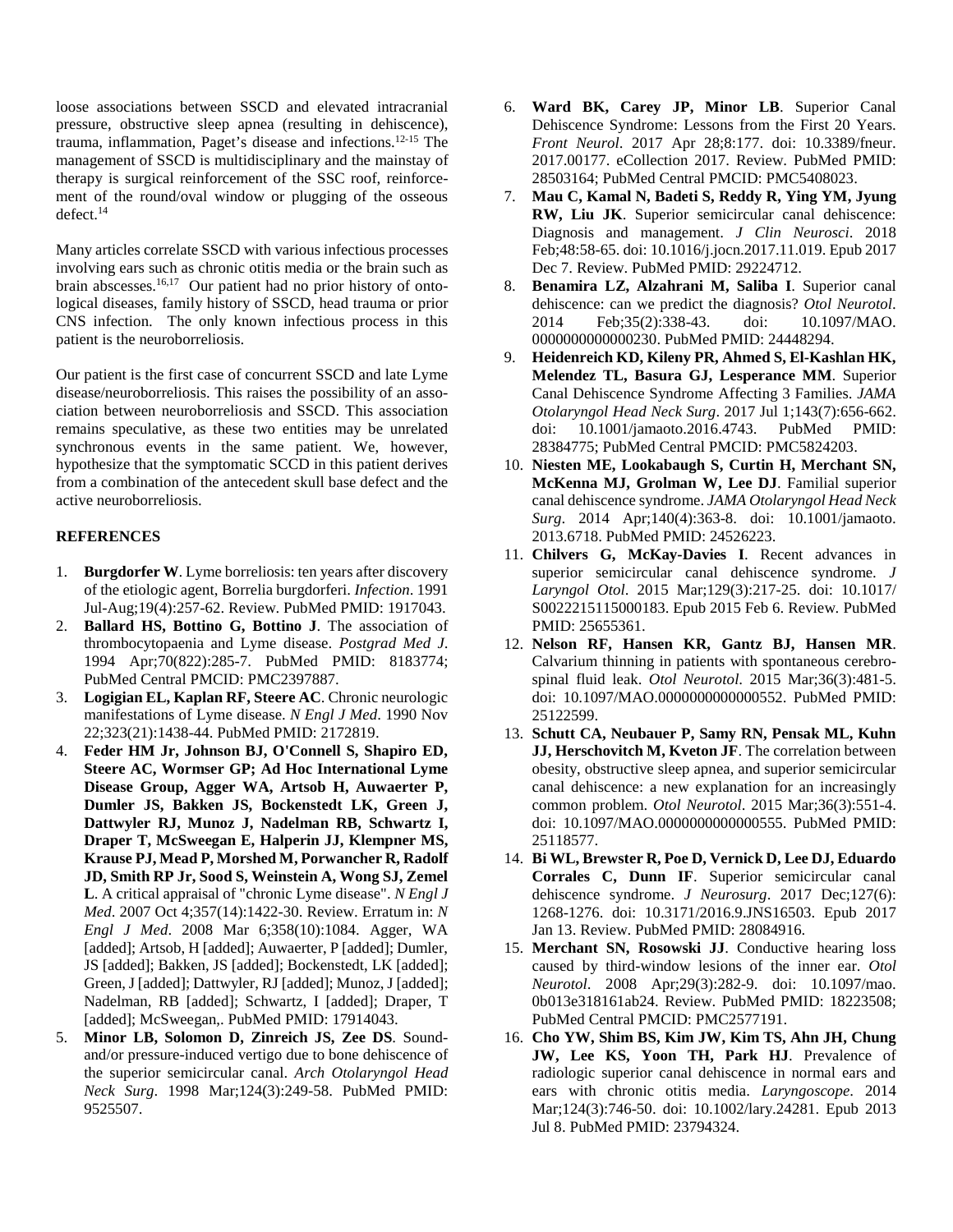loose associations between SSCD and elevated intracranial pressure, obstructive sleep apnea (resulting in dehiscence), trauma, inflammation, Paget's disease and infections.[12-15] The management of SSCD is multidisciplinary and the mainstay of therapy is surgical reinforcement of the SSC roof, reinforcement of the round/oval window or plugging of the osseous defect.[14]

Many articles correlate SSCD with various infectious processes involving ears such as chronic otitis media or the brain such as brain abscesses.[16,17] Our patient had no prior history of ontological diseases, family history of SSCD, head trauma or prior CNS infection. The only known infectious process in this patient is the neuroborreliosis.

Our patient is the first case of concurrent SSCD and late Lyme disease/neuroborreliosis. This raises the possibility of an association between neuroborreliosis and SSCD. This association remains speculative, as these two entities may be unrelated synchronous events in the same patient. We, however, hypothesize that the symptomatic SCCD in this patient derives from a combination of the antecedent skull base defect and the active neuroborreliosis.

## REFERENCES

1. **Burgdorfer W**. Lyme borreliosis: ten years after discovery of the etiologic agent, Borrelia burgdorferi. *Infection*. 1991 Jul-Aug;19(4):257-62. Review. PubMed PMID: 1917043.
2. **Ballard HS, Bottino G, Bottino J**. The association of thrombocytopaenia and Lyme disease. *Postgrad Med J*. 1994 Apr;70(822):285-7. PubMed PMID: 8183774; PubMed Central PMCID: PMC2397887.
3. **Logigian EL, Kaplan RF, Steere AC**. Chronic neurologic manifestations of Lyme disease. *N Engl J Med*. 1990 Nov 22;323(21):1438-44. PubMed PMID: 2172819.
4. **Feder HM Jr, Johnson BJ, O'Connell S, Shapiro ED, Steere AC, Wormser GP; Ad Hoc International Lyme Disease Group, Agger WA, Artsob H, Auwaerter P, Dumler JS, Bakken JS, Bockenstedt LK, Green J, Dattwyler RJ, Munoz J, Nadelman RB, Schwartz I, Draper T, McSweegan E, Halperin JJ, Klempner MS, Krause PJ, Mead P, Morshed M, Porwancher R, Radolf JD, Smith RP Jr, Sood S, Weinstein A, Wong SJ, Zemel L**. A critical appraisal of "chronic Lyme disease". *N Engl J Med*. 2007 Oct 4;357(14):1422-30. Review. Erratum in: *N Engl J Med*. 2008 Mar 6;358(10):1084. Agger, WA [added]; Artsob, H [added]; Auwaerter, P [added]; Dumler, JS [added]; Bakken, JS [added]; Bockenstedt, LK [added]; Green, J [added]; Dattwyler, RJ [added]; Munoz, J [added]; Nadelman, RB [added]; Schwartz, I [added]; Draper, T [added]; McSweegan,. PubMed PMID: 17914043.
5. **Minor LB, Solomon D, Zinreich JS, Zee DS**. Sound- and/or pressure-induced vertigo due to bone dehiscence of the superior semicircular canal. *Arch Otolaryngol Head Neck Surg*. 1998 Mar;124(3):249-58. PubMed PMID: 9525507.
6. **Ward BK, Carey JP, Minor LB**. Superior Canal Dehiscence Syndrome: Lessons from the First 20 Years. *Front Neurol*. 2017 Apr 28;8:177. doi: 10.3389/fneur.2017.00177. eCollection 2017. Review. PubMed PMID: 28503164; PubMed Central PMCID: PMC5408023.
7. **Mau C, Kamal N, Badeti S, Reddy R, Ying YM, Jyung RW, Liu JK**. Superior semicircular canal dehiscence: Diagnosis and management. *J Clin Neurosci*. 2018 Feb;48:58-65. doi: 10.1016/j.jocn.2017.11.019. Epub 2017 Dec 7. Review. PubMed PMID: 29224712.
8. **Benamira LZ, Alzahrani M, Saliba I**. Superior canal dehiscence: can we predict the diagnosis? *Otol Neurotol*. 2014 Feb;35(2):338-43. doi: 10.1097/MAO.0000000000000230. PubMed PMID: 24448294.
9. **Heidenreich KD, Kileny PR, Ahmed S, El-Kashlan HK, Melendez TL, Basura GJ, Lesperance MM**. Superior Canal Dehiscence Syndrome Affecting 3 Families. *JAMA Otolaryngol Head Neck Surg*. 2017 Jul 1;143(7):656-662. doi: 10.1001/jamaoto.2016.4743. PubMed PMID: 28384775; PubMed Central PMCID: PMC5824203.
10. **Niesten ME, Lookabaugh S, Curtin H, Merchant SN, McKenna MJ, Grolman W, Lee DJ**. Familial superior canal dehiscence syndrome. *JAMA Otolaryngol Head Neck Surg*. 2014 Apr;140(4):363-8. doi: 10.1001/jamaoto.2013.6718. PubMed PMID: 24526223.
11. **Chilvers G, McKay-Davies I**. Recent advances in superior semicircular canal dehiscence syndrome. *J Laryngol Otol*. 2015 Mar;129(3):217-25. doi: 10.1017/S0022215115000183. Epub 2015 Feb 6. Review. PubMed PMID: 25655361.
12. **Nelson RF, Hansen KR, Gantz BJ, Hansen MR**. Calvarium thinning in patients with spontaneous cerebrospinal fluid leak. *Otol Neurotol*. 2015 Mar;36(3):481-5. doi: 10.1097/MAO.0000000000000552. PubMed PMID: 25122599.
13. **Schutt CA, Neubauer P, Samy RN, Pensak ML, Kuhn JJ, Herschovitch M, Kveton JF**. The correlation between obesity, obstructive sleep apnea, and superior semicircular canal dehiscence: a new explanation for an increasingly common problem. *Otol Neurotol*. 2015 Mar;36(3):551-4. doi: 10.1097/MAO.0000000000000555. PubMed PMID: 25118577.
14. **Bi WL, Brewster R, Poe D, Vernick D, Lee DJ, Eduardo Corrales C, Dunn IF**. Superior semicircular canal dehiscence syndrome. *J Neurosurg*. 2017 Dec;127(6): 1268-1276. doi: 10.3171/2016.9.JNS16503. Epub 2017 Jan 13. Review. PubMed PMID: 28084916.
15. **Merchant SN, Rosowski JJ**. Conductive hearing loss caused by third-window lesions of the inner ear. *Otol Neurotol*. 2008 Apr;29(3):282-9. doi: 10.1097/mao.0b013e318161ab24. Review. PubMed PMID: 18223508; PubMed Central PMCID: PMC2577191.
16. **Cho YW, Shim BS, Kim JW, Kim TS, Ahn JH, Chung JW, Lee KS, Yoon TH, Park HJ**. Prevalence of radiologic superior canal dehiscence in normal ears and ears with chronic otitis media. *Laryngoscope*. 2014 Mar;124(3):746-50. doi: 10.1002/lary.24281. Epub 2013 Jul 8. PubMed PMID: 23794324.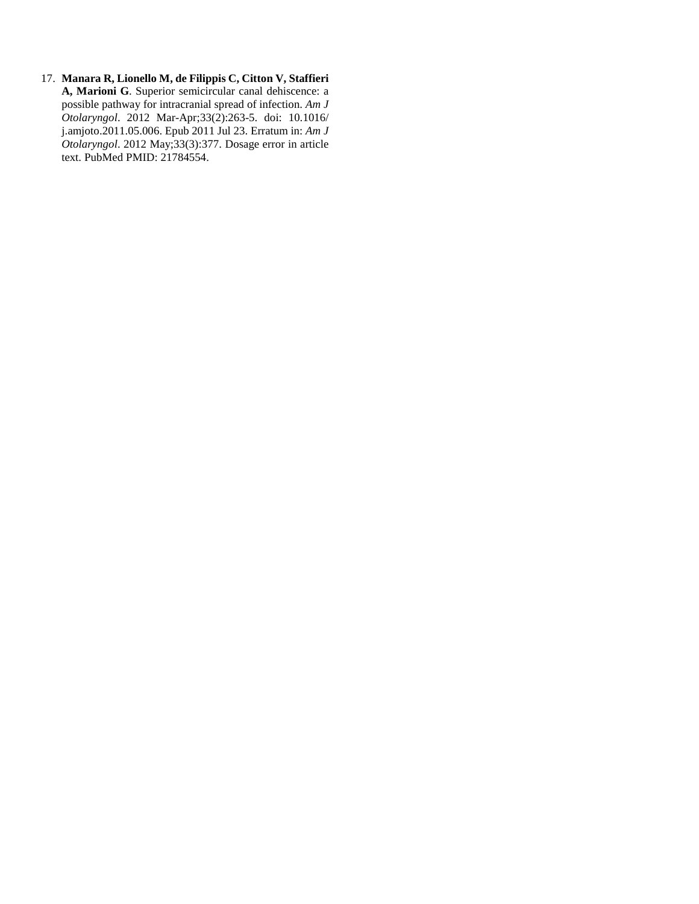17. **Manara R, Lionello M, de Filippis C, Citton V, Staffieri A, Marioni G**. Superior semicircular canal dehiscence: a possible pathway for intracranial spread of infection. *Am J Otolaryngol*. 2012 Mar-Apr;33(2):263-5. doi: 10.1016/j.amjoto.2011.05.006. Epub 2011 Jul 23. Erratum in: *Am J Otolaryngol*. 2012 May;33(3):377. Dosage error in article text. PubMed PMID: 21784554.